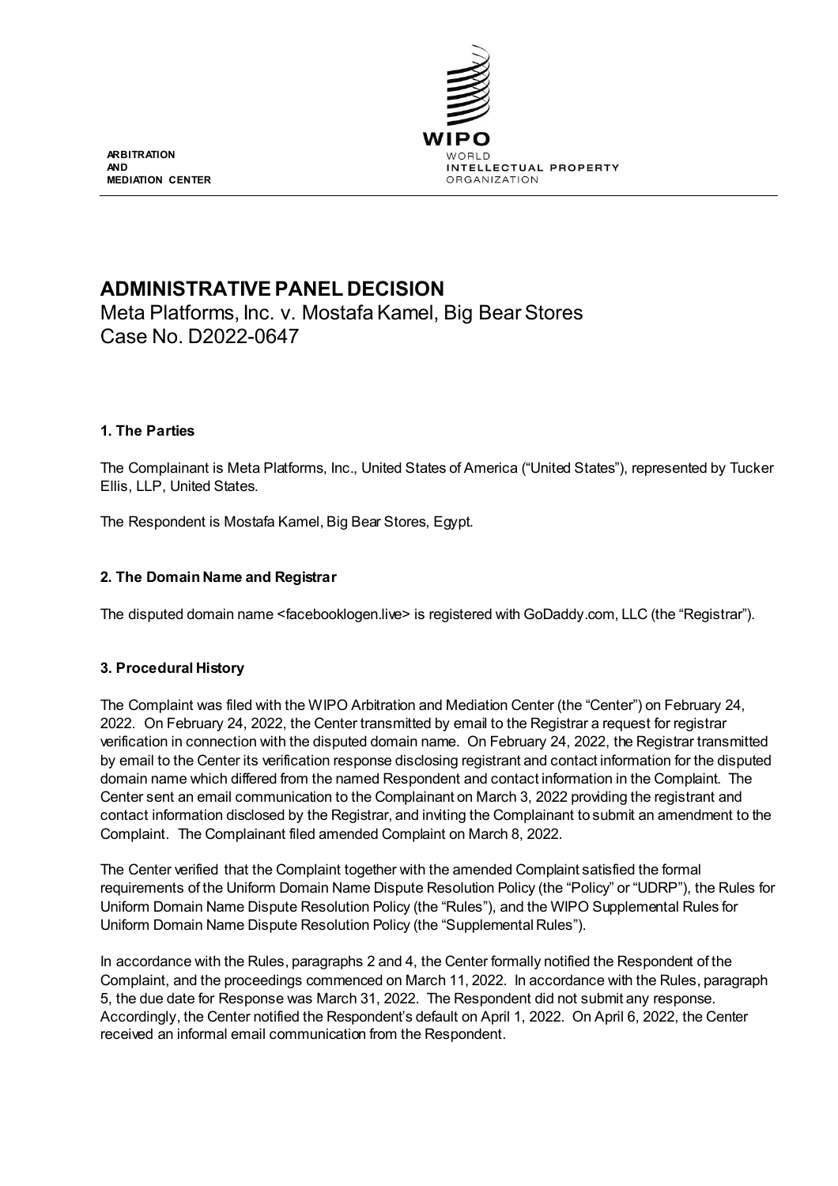ARBITRATION
AND
MEDIATION CENTER

WIPO
WORLD
INTELLECTUAL PROPERTY
ORGANIZATION

# ADMINISTRATIVE PANEL DECISION

Meta Platforms, Inc. v. Mostafa Kamel, Big Bear Stores
Case No. D2022-0647

### 1. The Parties

The Complainant is Meta Platforms, Inc., United States of America ("United States"), represented by Tucker Ellis, LLP, United States.

The Respondent is Mostafa Kamel, Big Bear Stores, Egypt.

### 2. The Domain Name and Registrar

The disputed domain name <facebooklogen.live> is registered with GoDaddy.com, LLC (the "Registrar").

### 3. Procedural History

The Complaint was filed with the WIPO Arbitration and Mediation Center (the "Center") on February 24, 2022. On February 24, 2022, the Center transmitted by email to the Registrar a request for registrar verification in connection with the disputed domain name. On February 24, 2022, the Registrar transmitted by email to the Center its verification response disclosing registrant and contact information for the disputed domain name which differed from the named Respondent and contact information in the Complaint. The Center sent an email communication to the Complainant on March 3, 2022 providing the registrant and contact information disclosed by the Registrar, and inviting the Complainant to submit an amendment to the Complaint. The Complainant filed amended Complaint on March 8, 2022.

The Center verified that the Complaint together with the amended Complaint satisfied the formal requirements of the Uniform Domain Name Dispute Resolution Policy (the "Policy" or "UDRP"), the Rules for Uniform Domain Name Dispute Resolution Policy (the "Rules"), and the WIPO Supplemental Rules for Uniform Domain Name Dispute Resolution Policy (the "Supplemental Rules").

In accordance with the Rules, paragraphs 2 and 4, the Center formally notified the Respondent of the Complaint, and the proceedings commenced on March 11, 2022. In accordance with the Rules, paragraph 5, the due date for Response was March 31, 2022. The Respondent did not submit any response. Accordingly, the Center notified the Respondent's default on April 1, 2022. On April 6, 2022, the Center received an informal email communication from the Respondent.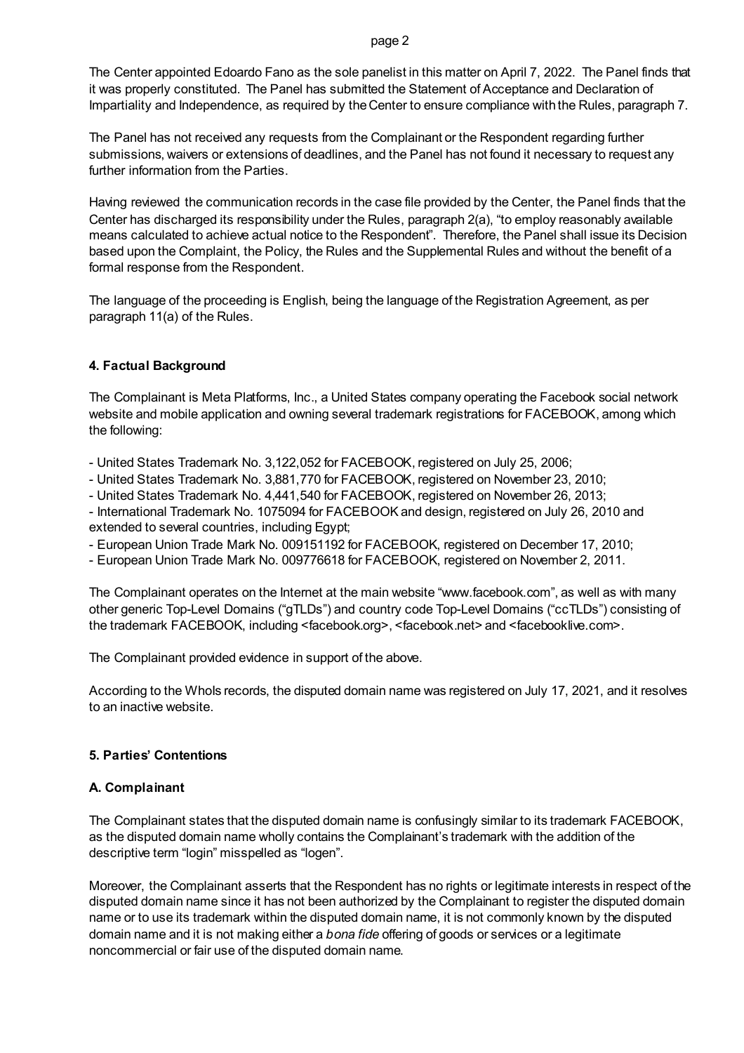The Center appointed Edoardo Fano as the sole panelist in this matter on April 7, 2022. The Panel finds that it was properly constituted. The Panel has submitted the Statement of Acceptance and Declaration of Impartiality and Independence, as required by the Center to ensure compliance with the Rules, paragraph 7.

The Panel has not received any requests from the Complainant or the Respondent regarding further submissions, waivers or extensions of deadlines, and the Panel has not found it necessary to request any further information from the Parties.

Having reviewed the communication records in the case file provided by the Center, the Panel finds that the Center has discharged its responsibility under the Rules, paragraph 2(a), "to employ reasonably available means calculated to achieve actual notice to the Respondent". Therefore, the Panel shall issue its Decision based upon the Complaint, the Policy, the Rules and the Supplemental Rules and without the benefit of a formal response from the Respondent.

The language of the proceeding is English, being the language of the Registration Agreement, as per paragraph 11(a) of the Rules.

## 4. Factual Background

The Complainant is Meta Platforms, Inc., a United States company operating the Facebook social network website and mobile application and owning several trademark registrations for FACEBOOK, among which the following:

- United States Trademark No. 3,122,052 for FACEBOOK, registered on July 25, 2006;
- United States Trademark No. 3,881,770 for FACEBOOK, registered on November 23, 2010;
- United States Trademark No. 4,441,540 for FACEBOOK, registered on November 26, 2013;
- International Trademark No. 1075094 for FACEBOOK and design, registered on July 26, 2010 and extended to several countries, including Egypt;
- European Union Trade Mark No. 009151192 for FACEBOOK, registered on December 17, 2010;
- European Union Trade Mark No. 009776618 for FACEBOOK, registered on November 2, 2011.

The Complainant operates on the Internet at the main website "www.facebook.com", as well as with many other generic Top-Level Domains ("gTLDs") and country code Top-Level Domains ("ccTLDs") consisting of the trademark FACEBOOK, including <facebook.org>, <facebook.net> and <facebooklive.com>.

The Complainant provided evidence in support of the above.

According to the WhoIs records, the disputed domain name was registered on July 17, 2021, and it resolves to an inactive website.

## 5. Parties' Contentions

### A. Complainant

The Complainant states that the disputed domain name is confusingly similar to its trademark FACEBOOK, as the disputed domain name wholly contains the Complainant's trademark with the addition of the descriptive term "login" misspelled as "logen".

Moreover, the Complainant asserts that the Respondent has no rights or legitimate interests in respect of the disputed domain name since it has not been authorized by the Complainant to register the disputed domain name or to use its trademark within the disputed domain name, it is not commonly known by the disputed domain name and it is not making either a *bona fide* offering of goods or services or a legitimate noncommercial or fair use of the disputed domain name.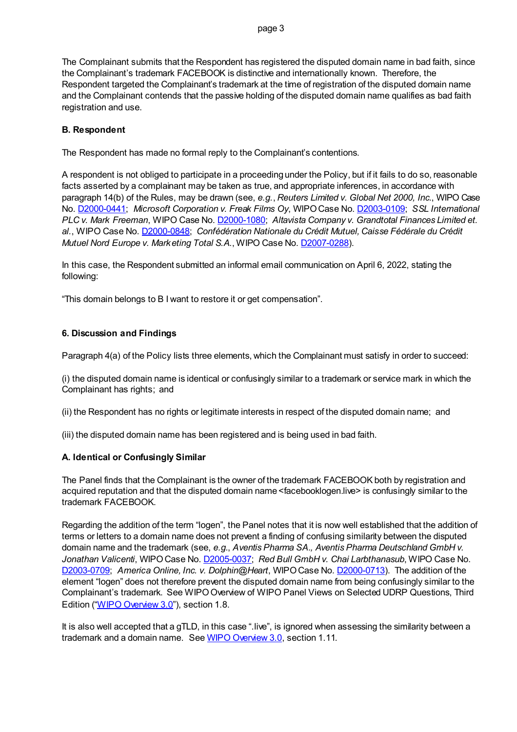The Complainant submits that the Respondent has registered the disputed domain name in bad faith, since the Complainant's trademark FACEBOOK is distinctive and internationally known. Therefore, the Respondent targeted the Complainant's trademark at the time of registration of the disputed domain name and the Complainant contends that the passive holding of the disputed domain name qualifies as bad faith registration and use.

**B. Respondent**

The Respondent has made no formal reply to the Complainant's contentions.

A respondent is not obliged to participate in a proceeding under the Policy, but if it fails to do so, reasonable facts asserted by a complainant may be taken as true, and appropriate inferences, in accordance with paragraph 14(b) of the Rules, may be drawn (see, *e.g.*, *Reuters Limited v. Global Net 2000, Inc.*, WIPO Case No. [D2000-0441](); *Microsoft Corporation v. Freak Films Oy*, WIPO Case No. [D2003-0109](); *SSL International PLC v. Mark Freeman*, WIPO Case No. [D2000-1080](); *Altavista Company v. Grandtotal Finances Limited et. al.*, WIPO Case No. [D2000-0848](); *Confédération Nationale du Crédit Mutuel, Caisse Fédérale du Crédit Mutuel Nord Europe v. Marketing Total S.A.*, WIPO Case No. [D2007-0288]()).

In this case, the Respondent submitted an informal email communication on April 6, 2022, stating the following:

"This domain belongs to B I want to restore it or get compensation".

### 6. Discussion and Findings

Paragraph 4(a) of the Policy lists three elements, which the Complainant must satisfy in order to succeed:

(i) the disputed domain name is identical or confusingly similar to a trademark or service mark in which the Complainant has rights; and

(ii) the Respondent has no rights or legitimate interests in respect of the disputed domain name; and

(iii) the disputed domain name has been registered and is being used in bad faith.

**A. Identical or Confusingly Similar**

The Panel finds that the Complainant is the owner of the trademark FACEBOOK both by registration and acquired reputation and that the disputed domain name <facebooklogen.live> is confusingly similar to the trademark FACEBOOK.

Regarding the addition of the term "logen", the Panel notes that it is now well established that the addition of terms or letters to a domain name does not prevent a finding of confusing similarity between the disputed domain name and the trademark (see, *e.g.*, *Aventis Pharma SA., Aventis Pharma Deutschland GmbH v. Jonathan Valicenti*, WIPO Case No. [D2005-0037](); *Red Bull GmbH v. Chai Larbthanasub*, WIPO Case No. [D2003-0709](); *America Online, Inc. v. Dolphin@Heart*, WIPO Case No. [D2000-0713]()). The addition of the element "logen" does not therefore prevent the disputed domain name from being confusingly similar to the Complainant's trademark. See WIPO Overview of WIPO Panel Views on Selected UDRP Questions, Third Edition ("[WIPO Overview 3.0]()"), section 1.8.

It is also well accepted that a gTLD, in this case ".live", is ignored when assessing the similarity between a trademark and a domain name. See [WIPO Overview 3.0](), section 1.11.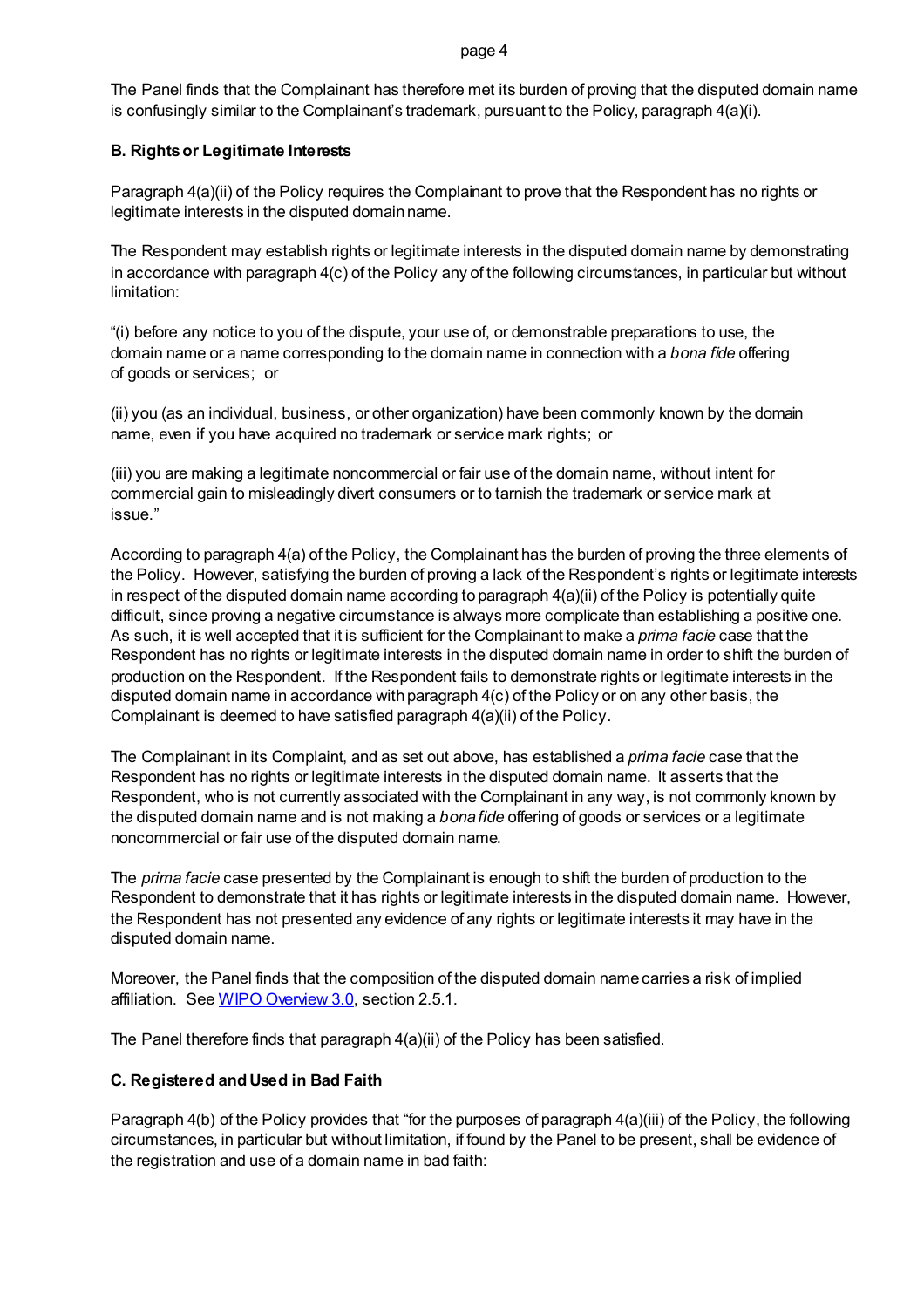The Panel finds that the Complainant has therefore met its burden of proving that the disputed domain name is confusingly similar to the Complainant's trademark, pursuant to the Policy, paragraph 4(a)(i).

### B. Rights or Legitimate Interests

Paragraph 4(a)(ii) of the Policy requires the Complainant to prove that the Respondent has no rights or legitimate interests in the disputed domain name.

The Respondent may establish rights or legitimate interests in the disputed domain name by demonstrating in accordance with paragraph 4(c) of the Policy any of the following circumstances, in particular but without limitation:

"(i) before any notice to you of the dispute, your use of, or demonstrable preparations to use, the domain name or a name corresponding to the domain name in connection with a *bona fide* offering of goods or services; or

(ii) you (as an individual, business, or other organization) have been commonly known by the domain name, even if you have acquired no trademark or service mark rights; or

(iii) you are making a legitimate noncommercial or fair use of the domain name, without intent for commercial gain to misleadingly divert consumers or to tarnish the trademark or service mark at issue."

According to paragraph 4(a) of the Policy, the Complainant has the burden of proving the three elements of the Policy. However, satisfying the burden of proving a lack of the Respondent's rights or legitimate interests in respect of the disputed domain name according to paragraph 4(a)(ii) of the Policy is potentially quite difficult, since proving a negative circumstance is always more complicate than establishing a positive one. As such, it is well accepted that it is sufficient for the Complainant to make a *prima facie* case that the Respondent has no rights or legitimate interests in the disputed domain name in order to shift the burden of production on the Respondent. If the Respondent fails to demonstrate rights or legitimate interests in the disputed domain name in accordance with paragraph 4(c) of the Policy or on any other basis, the Complainant is deemed to have satisfied paragraph 4(a)(ii) of the Policy.

The Complainant in its Complaint, and as set out above, has established a *prima facie* case that the Respondent has no rights or legitimate interests in the disputed domain name. It asserts that the Respondent, who is not currently associated with the Complainant in any way, is not commonly known by the disputed domain name and is not making a *bona fide* offering of goods or services or a legitimate noncommercial or fair use of the disputed domain name.

The *prima facie* case presented by the Complainant is enough to shift the burden of production to the Respondent to demonstrate that it has rights or legitimate interests in the disputed domain name. However, the Respondent has not presented any evidence of any rights or legitimate interests it may have in the disputed domain name.

Moreover, the Panel finds that the composition of the disputed domain name carries a risk of implied affiliation. See WIPO Overview 3.0, section 2.5.1.

The Panel therefore finds that paragraph 4(a)(ii) of the Policy has been satisfied.

### C. Registered and Used in Bad Faith

Paragraph 4(b) of the Policy provides that "for the purposes of paragraph 4(a)(iii) of the Policy, the following circumstances, in particular but without limitation, if found by the Panel to be present, shall be evidence of the registration and use of a domain name in bad faith: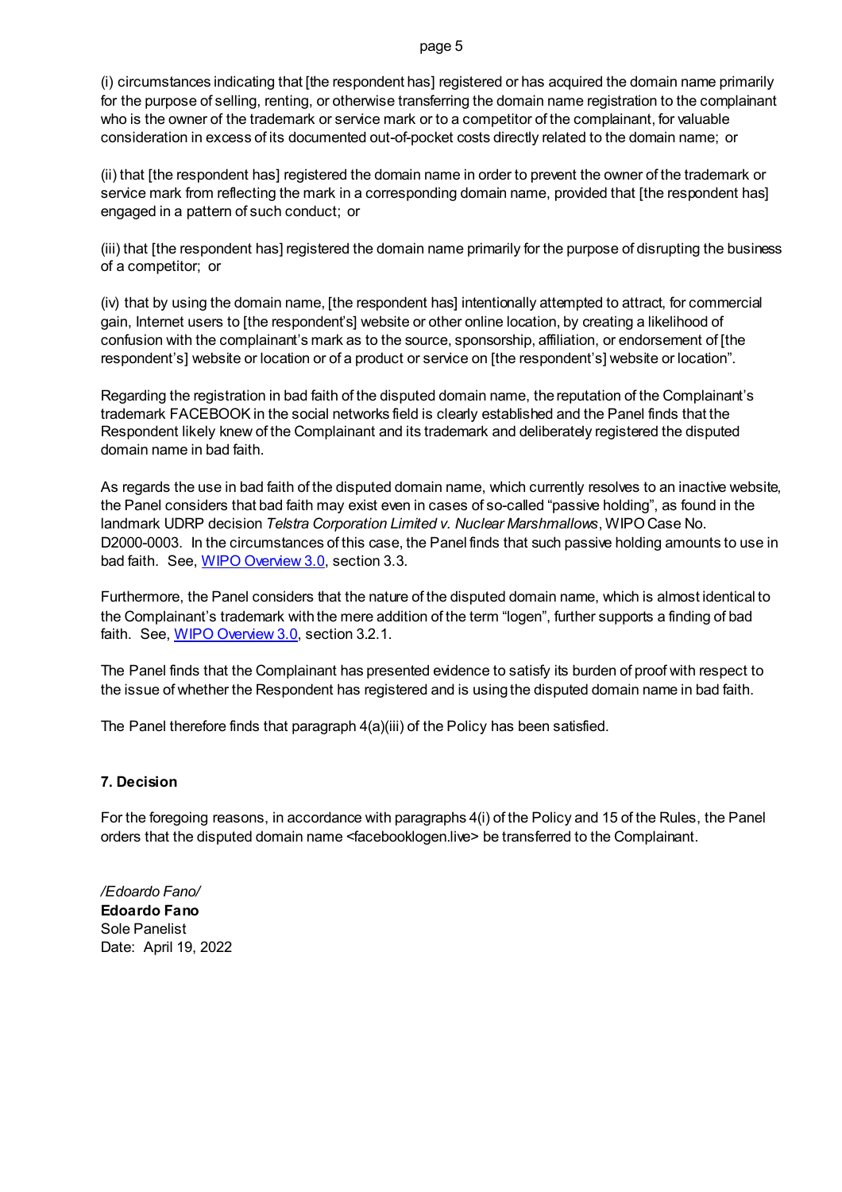(i) circumstances indicating that [the respondent has] registered or has acquired the domain name primarily for the purpose of selling, renting, or otherwise transferring the domain name registration to the complainant who is the owner of the trademark or service mark or to a competitor of the complainant, for valuable consideration in excess of its documented out-of-pocket costs directly related to the domain name; or

(ii) that [the respondent has] registered the domain name in order to prevent the owner of the trademark or service mark from reflecting the mark in a corresponding domain name, provided that [the respondent has] engaged in a pattern of such conduct; or

(iii) that [the respondent has] registered the domain name primarily for the purpose of disrupting the business of a competitor; or

(iv) that by using the domain name, [the respondent has] intentionally attempted to attract, for commercial gain, Internet users to [the respondent's] website or other online location, by creating a likelihood of confusion with the complainant's mark as to the source, sponsorship, affiliation, or endorsement of [the respondent's] website or location or of a product or service on [the respondent's] website or location".

Regarding the registration in bad faith of the disputed domain name, the reputation of the Complainant's trademark FACEBOOK in the social networks field is clearly established and the Panel finds that the Respondent likely knew of the Complainant and its trademark and deliberately registered the disputed domain name in bad faith.

As regards the use in bad faith of the disputed domain name, which currently resolves to an inactive website, the Panel considers that bad faith may exist even in cases of so-called "passive holding", as found in the landmark UDRP decision *Telstra Corporation Limited v. Nuclear Marshmallows*, WIPO Case No. D2000-0003. In the circumstances of this case, the Panel finds that such passive holding amounts to use in bad faith. See, WIPO Overview 3.0, section 3.3.

Furthermore, the Panel considers that the nature of the disputed domain name, which is almost identical to the Complainant's trademark with the mere addition of the term "logen", further supports a finding of bad faith. See, WIPO Overview 3.0, section 3.2.1.

The Panel finds that the Complainant has presented evidence to satisfy its burden of proof with respect to the issue of whether the Respondent has registered and is using the disputed domain name in bad faith.

The Panel therefore finds that paragraph 4(a)(iii) of the Policy has been satisfied.

## 7. Decision

For the foregoing reasons, in accordance with paragraphs 4(i) of the Policy and 15 of the Rules, the Panel orders that the disputed domain name <facebooklogen.live> be transferred to the Complainant.

*/Edoardo Fano/*
**Edoardo Fano**
Sole Panelist
Date: April 19, 2022